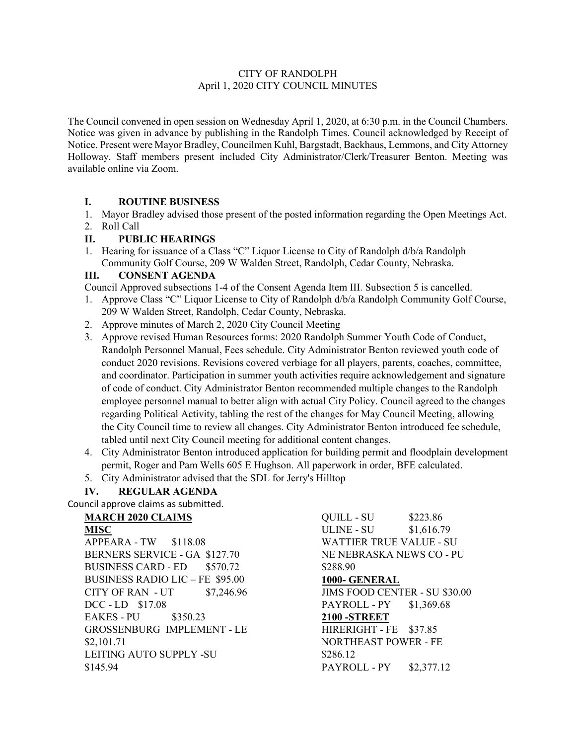CITY OF RANDOLPH
April 1, 2020 CITY COUNCIL MINUTES

The Council convened in open session on Wednesday April 1, 2020, at 6:30 p.m. in the Council Chambers. Notice was given in advance by publishing in the Randolph Times. Council acknowledged by Receipt of Notice. Present were Mayor Bradley, Councilmen Kuhl, Bargstadt, Backhaus, Lemmons, and City Attorney Holloway. Staff members present included City Administrator/Clerk/Treasurer Benton. Meeting was available online via Zoom.

## I. ROUTINE BUSINESS

1. Mayor Bradley advised those present of the posted information regarding the Open Meetings Act.
2. Roll Call

## II. PUBLIC HEARINGS

1. Hearing for issuance of a Class "C" Liquor License to City of Randolph d/b/a Randolph Community Golf Course, 209 W Walden Street, Randolph, Cedar County, Nebraska.

## III. CONSENT AGENDA

Council Approved subsections 1-4 of the Consent Agenda Item III. Subsection 5 is cancelled.

1. Approve Class "C" Liquor License to City of Randolph d/b/a Randolph Community Golf Course, 209 W Walden Street, Randolph, Cedar County, Nebraska.
2. Approve minutes of March 2, 2020 City Council Meeting
3. Approve revised Human Resources forms: 2020 Randolph Summer Youth Code of Conduct, Randolph Personnel Manual, Fees schedule. City Administrator Benton reviewed youth code of conduct 2020 revisions. Revisions covered verbiage for all players, parents, coaches, committee, and coordinator. Participation in summer youth activities require acknowledgement and signature of code of conduct. City Administrator Benton recommended multiple changes to the Randolph employee personnel manual to better align with actual City Policy. Council agreed to the changes regarding Political Activity, tabling the rest of the changes for May Council Meeting, allowing the City Council time to review all changes. City Administrator Benton introduced fee schedule, tabled until next City Council meeting for additional content changes.
4. City Administrator Benton introduced application for building permit and floodplain development permit, Roger and Pam Wells 605 E Hughson. All paperwork in order, BFE calculated.
5. City Administrator advised that the SDL for Jerry's Hilltop

## IV. REGULAR AGENDA

Council approve claims as submitted.

**MARCH 2020 CLAIMS**

**MISC**

APPEARA - TW $118.08
BERNERS SERVICE - GA $127.70
BUSINESS CARD - ED $570.72
BUSINESS RADIO LIC – FE $95.00
CITY OF RAN - UT $7,246.96
DCC - LD $17.08
EAKES - PU $350.23
GROSSENBURG IMPLEMENT - LE $2,101.71
LEITING AUTO SUPPLY -SU $145.94
QUILL - SU $223.86
ULINE - SU $1,616.79
WATTIER TRUE VALUE - SU
NE NEBRASKA NEWS CO - PU $288.90

**1000- GENERAL**

JIMS FOOD CENTER - SU $30.00
PAYROLL - PY $1,369.68

**2100 -STREET**

HIRERIGHT - FE $37.85
NORTHEAST POWER - FE $286.12
PAYROLL - PY $2,377.12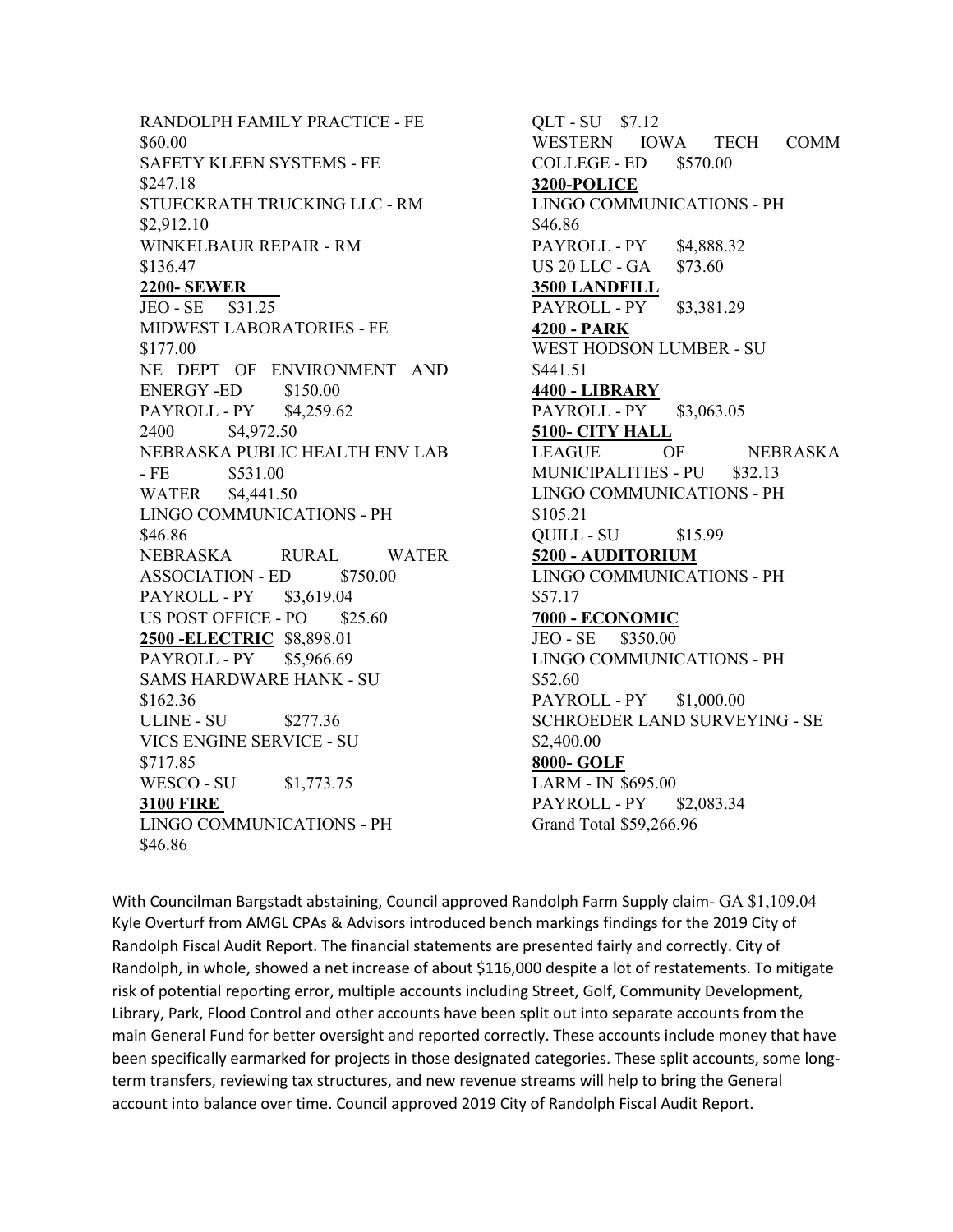RANDOLPH FAMILY PRACTICE - FE $60.00
SAFETY KLEEN SYSTEMS - FE $247.18
STUECKRATH TRUCKING LLC - RM $2,912.10
WINKELBAUR REPAIR - RM $136.47

**2200- SEWER**

JEO - SE $31.25
MIDWEST LABORATORIES - FE $177.00
NE DEPT OF ENVIRONMENT AND ENERGY -ED $150.00
PAYROLL - PY $4,259.62
2400 $4,972.50
NEBRASKA PUBLIC HEALTH ENV LAB - FE $531.00
WATER $4,441.50
LINGO COMMUNICATIONS - PH $46.86
NEBRASKA RURAL WATER ASSOCIATION - ED $750.00
PAYROLL - PY $3,619.04
US POST OFFICE - PO $25.60

**2500 -ELECTRIC** $8,898.01

PAYROLL - PY $5,966.69
SAMS HARDWARE HANK - SU $162.36
ULINE - SU $277.36
VICS ENGINE SERVICE - SU $717.85
WESCO - SU $1,773.75

**3100 FIRE**

LINGO COMMUNICATIONS - PH $46.86
QLT - SU $7.12
WESTERN IOWA TECH COMM COLLEGE - ED $570.00

**3200-POLICE**

LINGO COMMUNICATIONS - PH $46.86
PAYROLL - PY $4,888.32
US 20 LLC - GA $73.60

**3500 LANDFILL**

PAYROLL - PY $3,381.29

**4200 - PARK**

WEST HODSON LUMBER - SU $441.51

**4400 - LIBRARY**

PAYROLL - PY $3,063.05

**5100- CITY HALL**

LEAGUE OF NEBRASKA MUNICIPALITIES - PU $32.13
LINGO COMMUNICATIONS - PH $105.21
QUILL - SU $15.99

**5200 - AUDITORIUM**

LINGO COMMUNICATIONS - PH $57.17

**7000 - ECONOMIC**

JEO - SE $350.00
LINGO COMMUNICATIONS - PH $52.60
PAYROLL - PY $1,000.00
SCHROEDER LAND SURVEYING - SE $2,400.00

**8000- GOLF**

LARM - IN $695.00
PAYROLL - PY $2,083.34
Grand Total $59,266.96

With Councilman Bargstadt abstaining, Council approved Randolph Farm Supply claim- GA $1,109.04
Kyle Overturf from AMGL CPAs & Advisors introduced bench markings findings for the 2019 City of Randolph Fiscal Audit Report. The financial statements are presented fairly and correctly. City of Randolph, in whole, showed a net increase of about $116,000 despite a lot of restatements. To mitigate risk of potential reporting error, multiple accounts including Street, Golf, Community Development, Library, Park, Flood Control and other accounts have been split out into separate accounts from the main General Fund for better oversight and reported correctly. These accounts include money that have been specifically earmarked for projects in those designated categories. These split accounts, some long-term transfers, reviewing tax structures, and new revenue streams will help to bring the General account into balance over time. Council approved 2019 City of Randolph Fiscal Audit Report.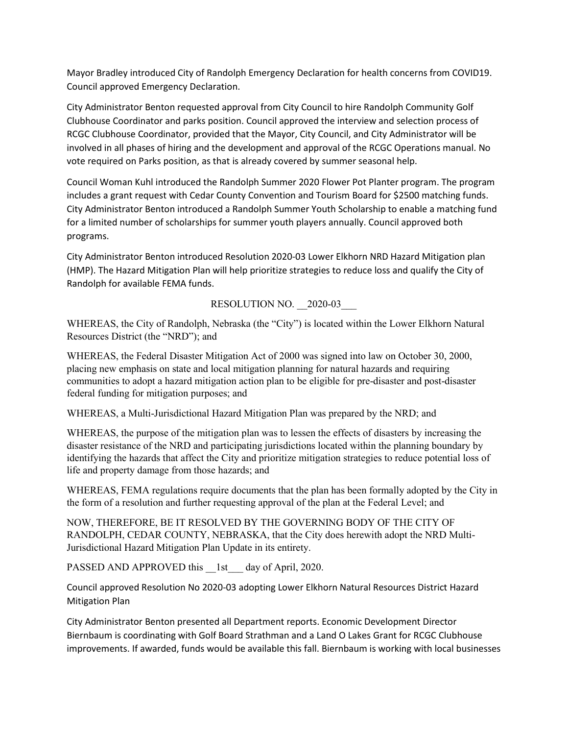Mayor Bradley introduced City of Randolph Emergency Declaration for health concerns from COVID19. Council approved Emergency Declaration.

City Administrator Benton requested approval from City Council to hire Randolph Community Golf Clubhouse Coordinator and parks position. Council approved the interview and selection process of RCGC Clubhouse Coordinator, provided that the Mayor, City Council, and City Administrator will be involved in all phases of hiring and the development and approval of the RCGC Operations manual. No vote required on Parks position, as that is already covered by summer seasonal help.

Council Woman Kuhl introduced the Randolph Summer 2020 Flower Pot Planter program. The program includes a grant request with Cedar County Convention and Tourism Board for $2500 matching funds. City Administrator Benton introduced a Randolph Summer Youth Scholarship to enable a matching fund for a limited number of scholarships for summer youth players annually. Council approved both programs.

City Administrator Benton introduced Resolution 2020-03 Lower Elkhorn NRD Hazard Mitigation plan (HMP). The Hazard Mitigation Plan will help prioritize strategies to reduce loss and qualify the City of Randolph for available FEMA funds.

RESOLUTION NO. __2020-03___

WHEREAS, the City of Randolph, Nebraska (the "City") is located within the Lower Elkhorn Natural Resources District (the "NRD"); and

WHEREAS, the Federal Disaster Mitigation Act of 2000 was signed into law on October 30, 2000, placing new emphasis on state and local mitigation planning for natural hazards and requiring communities to adopt a hazard mitigation action plan to be eligible for pre-disaster and post-disaster federal funding for mitigation purposes; and

WHEREAS, a Multi-Jurisdictional Hazard Mitigation Plan was prepared by the NRD; and

WHEREAS, the purpose of the mitigation plan was to lessen the effects of disasters by increasing the disaster resistance of the NRD and participating jurisdictions located within the planning boundary by identifying the hazards that affect the City and prioritize mitigation strategies to reduce potential loss of life and property damage from those hazards; and

WHEREAS, FEMA regulations require documents that the plan has been formally adopted by the City in the form of a resolution and further requesting approval of the plan at the Federal Level; and

NOW, THEREFORE, BE IT RESOLVED BY THE GOVERNING BODY OF THE CITY OF RANDOLPH, CEDAR COUNTY, NEBRASKA, that the City does herewith adopt the NRD Multi-Jurisdictional Hazard Mitigation Plan Update in its entirety.

PASSED AND APPROVED this __1st___ day of April, 2020.

Council approved Resolution No 2020-03 adopting Lower Elkhorn Natural Resources District Hazard Mitigation Plan

City Administrator Benton presented all Department reports. Economic Development Director Biernbaum is coordinating with Golf Board Strathman and a Land O Lakes Grant for RCGC Clubhouse improvements. If awarded, funds would be available this fall. Biernbaum is working with local businesses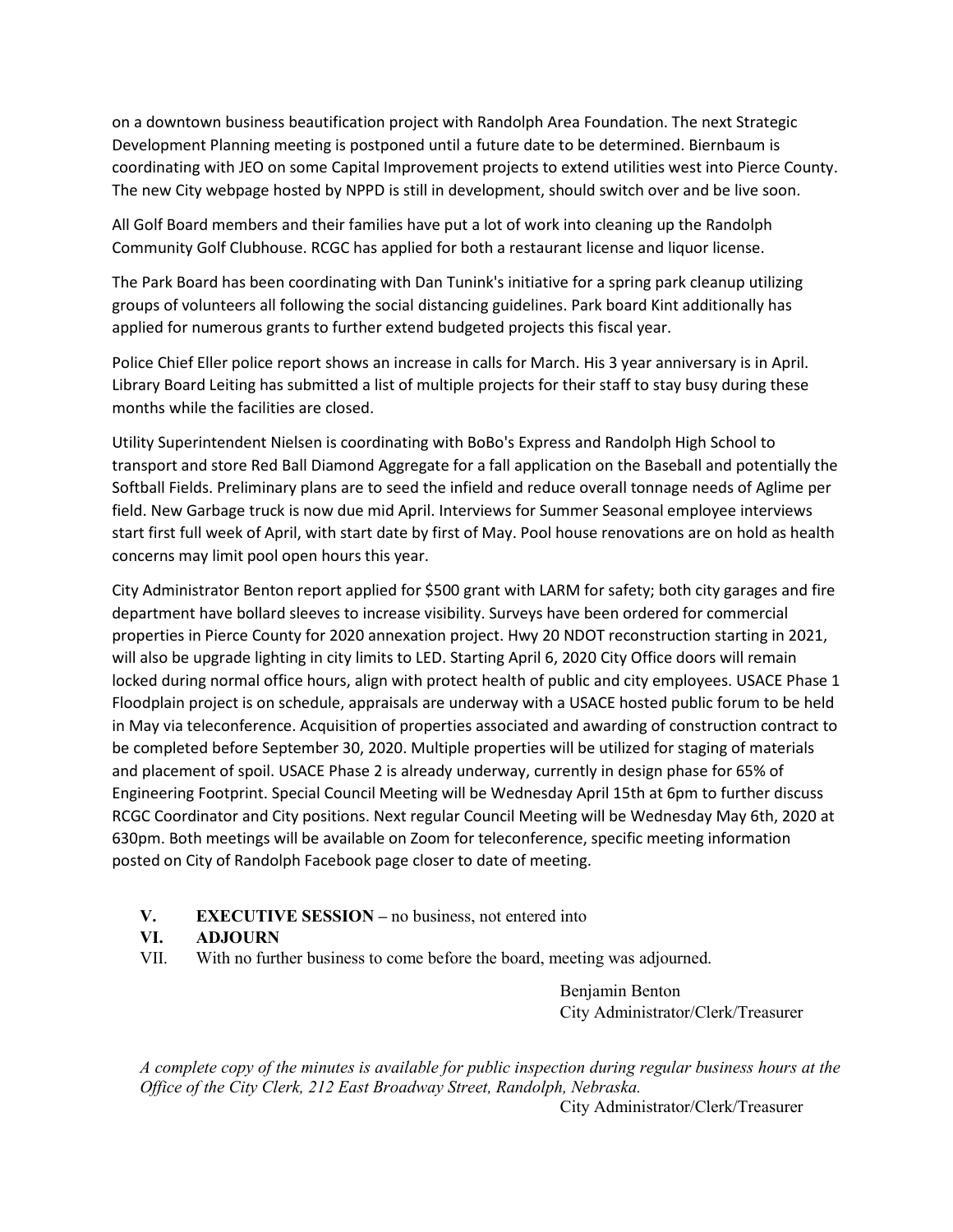on a downtown business beautification project with Randolph Area Foundation. The next Strategic Development Planning meeting is postponed until a future date to be determined. Biernbaum is coordinating with JEO on some Capital Improvement projects to extend utilities west into Pierce County. The new City webpage hosted by NPPD is still in development, should switch over and be live soon.

All Golf Board members and their families have put a lot of work into cleaning up the Randolph Community Golf Clubhouse. RCGC has applied for both a restaurant license and liquor license.

The Park Board has been coordinating with Dan Tunink's initiative for a spring park cleanup utilizing groups of volunteers all following the social distancing guidelines. Park board Kint additionally has applied for numerous grants to further extend budgeted projects this fiscal year.

Police Chief Eller police report shows an increase in calls for March. His 3 year anniversary is in April. Library Board Leiting has submitted a list of multiple projects for their staff to stay busy during these months while the facilities are closed.

Utility Superintendent Nielsen is coordinating with BoBo's Express and Randolph High School to transport and store Red Ball Diamond Aggregate for a fall application on the Baseball and potentially the Softball Fields. Preliminary plans are to seed the infield and reduce overall tonnage needs of Aglime per field. New Garbage truck is now due mid April. Interviews for Summer Seasonal employee interviews start first full week of April, with start date by first of May. Pool house renovations are on hold as health concerns may limit pool open hours this year.

City Administrator Benton report applied for $500 grant with LARM for safety; both city garages and fire department have bollard sleeves to increase visibility. Surveys have been ordered for commercial properties in Pierce County for 2020 annexation project. Hwy 20 NDOT reconstruction starting in 2021, will also be upgrade lighting in city limits to LED. Starting April 6, 2020 City Office doors will remain locked during normal office hours, align with protect health of public and city employees. USACE Phase 1 Floodplain project is on schedule, appraisals are underway with a USACE hosted public forum to be held in May via teleconference. Acquisition of properties associated and awarding of construction contract to be completed before September 30, 2020. Multiple properties will be utilized for staging of materials and placement of spoil. USACE Phase 2 is already underway, currently in design phase for 65% of Engineering Footprint. Special Council Meeting will be Wednesday April 15th at 6pm to further discuss RCGC Coordinator and City positions. Next regular Council Meeting will be Wednesday May 6th, 2020 at 630pm. Both meetings will be available on Zoom for teleconference, specific meeting information posted on City of Randolph Facebook page closer to date of meeting.

**V. EXECUTIVE SESSION** – no business, not entered into

**VI. ADJOURN**

VII. With no further business to come before the board, meeting was adjourned.

Benjamin Benton
City Administrator/Clerk/Treasurer

*A complete copy of the minutes is available for public inspection during regular business hours at the Office of the City Clerk, 212 East Broadway Street, Randolph, Nebraska.*

City Administrator/Clerk/Treasurer